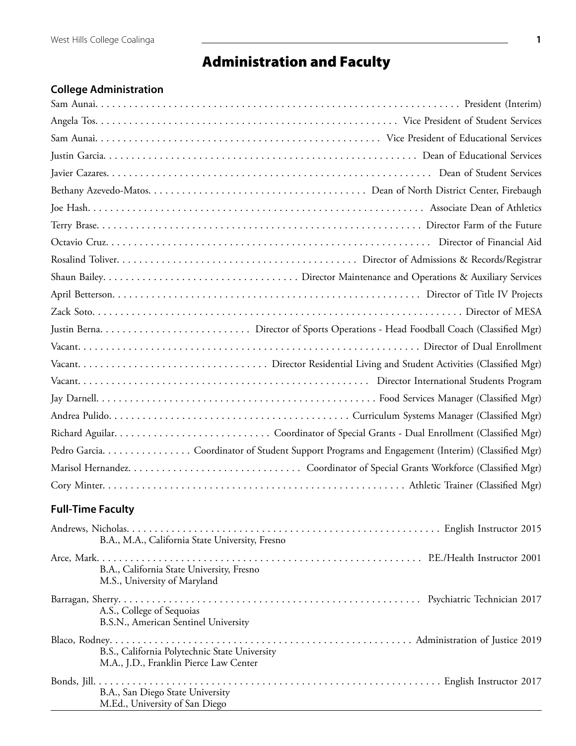# Administration and Faculty

## College Administration

Sam Aunai. . . . . . . . . . . . . . . . . . . . . . . . . . . . . . . . . . . . . . . . . . . . . . . . . . . . . . . . . . . . . . . . . . President (Interim)

Angela Tos. . . . . . . . . . . . . . . . . . . . . . . . . . . . . . . . . . . . . . . . . . . . . . . . . . . . . . Vice President of Student Services

Sam Aunai. . . . . . . . . . . . . . . . . . . . . . . . . . . . . . . . . . . . . . . . . . . . . . . . . . . Vice President of Educational Services

Justin Garcia. . . . . . . . . . . . . . . . . . . . . . . . . . . . . . . . . . . . . . . . . . . . . . . . . . . . . . . . . Dean of Educational Services

Javier Cazares. . . . . . . . . . . . . . . . . . . . . . . . . . . . . . . . . . . . . . . . . . . . . . . . . . . . . . . . . . Dean of Student Services

Bethany Azevedo-Matos. . . . . . . . . . . . . . . . . . . . . . . . . . . . . . . . . . . . . . Dean of North District Center, Firebaugh

Joe Hash. . . . . . . . . . . . . . . . . . . . . . . . . . . . . . . . . . . . . . . . . . . . . . . . . . . . . . . . . . . . . Associate Dean of Athletics

Terry Brase. . . . . . . . . . . . . . . . . . . . . . . . . . . . . . . . . . . . . . . . . . . . . . . . . . . . . . . . . . . Director Farm of the Future

Octavio Cruz. . . . . . . . . . . . . . . . . . . . . . . . . . . . . . . . . . . . . . . . . . . . . . . . . . . . . . . . . . . . Director of Financial Aid

Rosalind Toliver. . . . . . . . . . . . . . . . . . . . . . . . . . . . . . . . . . . . . . . . . . Director of Admissions & Records/Registrar

Shaun Bailey. . . . . . . . . . . . . . . . . . . . . . . . . . . . . . . . . . . Director Maintenance and Operations & Auxiliary Services

April Betterson. . . . . . . . . . . . . . . . . . . . . . . . . . . . . . . . . . . . . . . . . . . . . . . . . . . . . . . Director of Title IV Projects

Zack Soto. . . . . . . . . . . . . . . . . . . . . . . . . . . . . . . . . . . . . . . . . . . . . . . . . . . . . . . . . . . . . . . . . . Director of MESA

Justin Berna. . . . . . . . . . . . . . . . . . . . . . . . . . Director of Sports Operations - Head Foodball Coach (Classified Mgr)

Vacant. . . . . . . . . . . . . . . . . . . . . . . . . . . . . . . . . . . . . . . . . . . . . . . . . . . . . . . . . . . . . . . Director of Dual Enrollment

Vacant. . . . . . . . . . . . . . . . . . . . . . . . . . . . . . . . . Director Residential Living and Student Activities (Classified Mgr)

Vacant. . . . . . . . . . . . . . . . . . . . . . . . . . . . . . . . . . . . . . . . . . . . . . . . . . . . Director International Students Program

Jay Darnell. . . . . . . . . . . . . . . . . . . . . . . . . . . . . . . . . . . . . . . . . . . . . . . . . Food Services Manager (Classified Mgr)

Andrea Pulido. . . . . . . . . . . . . . . . . . . . . . . . . . . . . . . . . . . . . . . . . . . Curriculum Systems Manager (Classified Mgr)

Richard Aguilar. . . . . . . . . . . . . . . . . . . . . . . . . . . Coordinator of Special Grants - Dual Enrollment (Classified Mgr)

Pedro Garcia. . . . . . . . . . . . . . . . Coordinator of Student Support Programs and Engagement (Interim) (Classified Mgr)

Marisol Hernandez. . . . . . . . . . . . . . . . . . . . . . . . . . . . . . Coordinator of Special Grants Workforce (Classified Mgr)

Cory Minter. . . . . . . . . . . . . . . . . . . . . . . . . . . . . . . . . . . . . . . . . . . . . . . . . . . . . . . Athletic Trainer (Classified Mgr)

## Full-Time Faculty

Andrews, Nicholas. . . . . . . . . . . . . . . . . . . . . . . . . . . . . . . . . . . . . . . . . . . . . . . . . . . . . . . . . English Instructor 2015
B.A., M.A., California State University, Fresno

Arce, Mark. . . . . . . . . . . . . . . . . . . . . . . . . . . . . . . . . . . . . . . . . . . . . . . . . . . . . . . . . . . . P.E./Health Instructor 2001
B.A., California State University, Fresno
M.S., University of Maryland

Barragan, Sherry. . . . . . . . . . . . . . . . . . . . . . . . . . . . . . . . . . . . . . . . . . . . . . . . . . . . . . Psychiatric Technician 2017
A.S., College of Sequoias
B.S.N., American Sentinel University

Blaco, Rodney. . . . . . . . . . . . . . . . . . . . . . . . . . . . . . . . . . . . . . . . . . . . . . . . . . . . . . . . Administration of Justice 2019
B.S., California Polytechnic State University
M.A., J.D., Franklin Pierce Law Center

Bonds, Jill. . . . . . . . . . . . . . . . . . . . . . . . . . . . . . . . . . . . . . . . . . . . . . . . . . . . . . . . . . . . . . . English Instructor 2017
B.A., San Diego State University
M.Ed., University of San Diego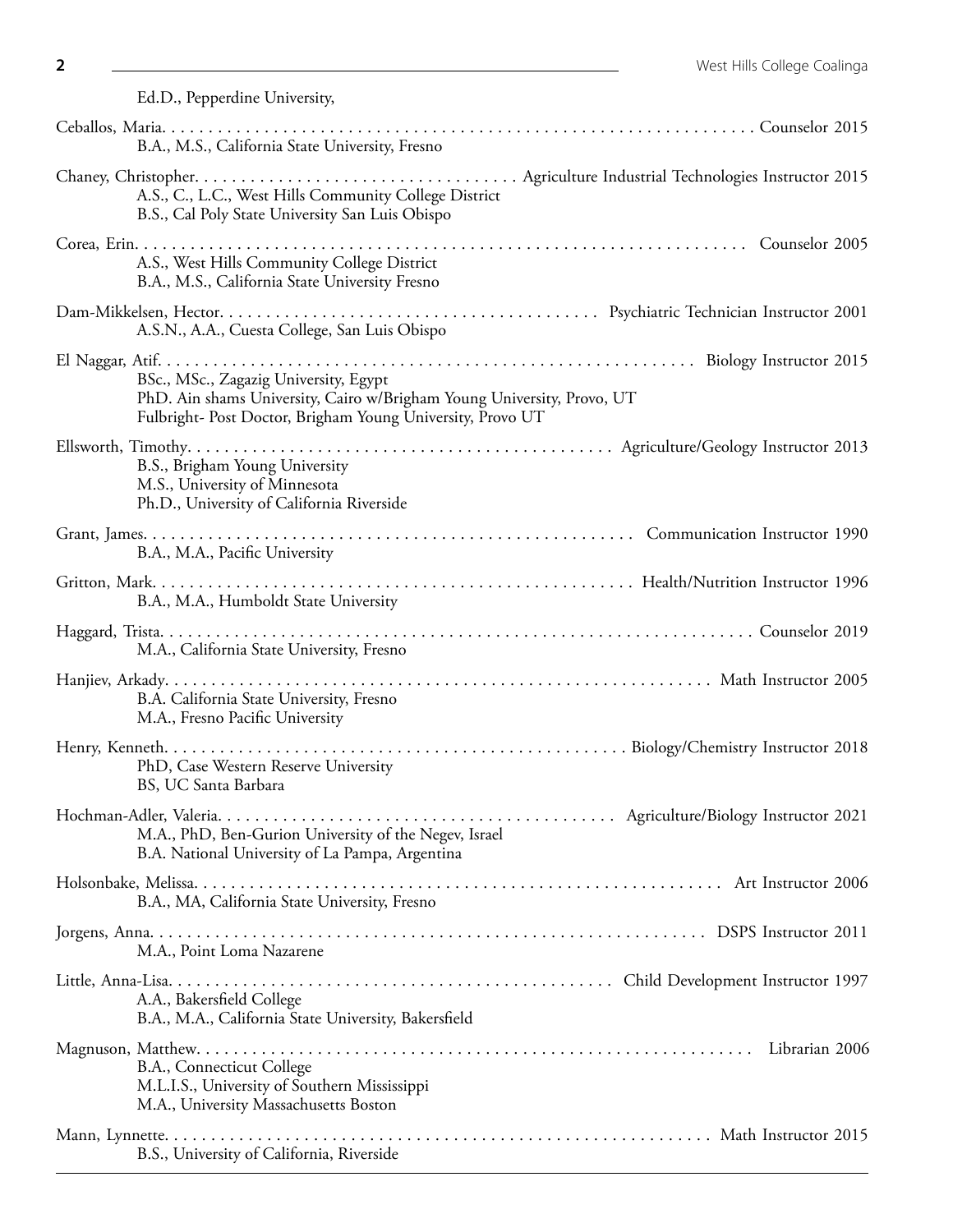Ed.D., Pepperdine University,

**Ceballos, Maria** . . . . . . . . . . Counselor 2015
B.A., M.S., California State University, Fresno

**Chaney, Christopher** . . . . . . . . . . Agriculture Industrial Technologies Instructor 2015
A.S., C., L.C., West Hills Community College District
B.S., Cal Poly State University San Luis Obispo

**Corea, Erin** . . . . . . . . . . Counselor 2005
A.S., West Hills Community College District
B.A., M.S., California State University Fresno

**Dam-Mikkelsen, Hector** . . . . . . . . . . Psychiatric Technician Instructor 2001
A.S.N., A.A., Cuesta College, San Luis Obispo

**El Naggar, Atif** . . . . . . . . . . Biology Instructor 2015
BSc., MSc., Zagazig University, Egypt
PhD. Ain shams University, Cairo w/Brigham Young University, Provo, UT
Fulbright- Post Doctor, Brigham Young University, Provo UT

**Ellsworth, Timothy** . . . . . . . . . . Agriculture/Geology Instructor 2013
B.S., Brigham Young University
M.S., University of Minnesota
Ph.D., University of California Riverside

**Grant, James** . . . . . . . . . . Communication Instructor 1990
B.A., M.A., Pacific University

**Gritton, Mark** . . . . . . . . . . Health/Nutrition Instructor 1996
B.A., M.A., Humboldt State University

**Haggard, Trista** . . . . . . . . . . Counselor 2019
M.A., California State University, Fresno

**Hanjiev, Arkady** . . . . . . . . . . Math Instructor 2005
B.A. California State University, Fresno
M.A., Fresno Pacific University

**Henry, Kenneth** . . . . . . . . . . Biology/Chemistry Instructor 2018
PhD, Case Western Reserve University
BS, UC Santa Barbara

**Hochman-Adler, Valeria** . . . . . . . . . . Agriculture/Biology Instructor 2021
M.A., PhD, Ben-Gurion University of the Negev, Israel
B.A. National University of La Pampa, Argentina

**Holsonbake, Melissa** . . . . . . . . . . Art Instructor 2006
B.A., MA, California State University, Fresno

**Jorgens, Anna** . . . . . . . . . . DSPS Instructor 2011
M.A., Point Loma Nazarene

**Little, Anna-Lisa** . . . . . . . . . . Child Development Instructor 1997
A.A., Bakersfield College
B.A., M.A., California State University, Bakersfield

**Magnuson, Matthew** . . . . . . . . . . Librarian 2006
B.A., Connecticut College
M.L.I.S., University of Southern Mississippi
M.A., University Massachusetts Boston

**Mann, Lynnette** . . . . . . . . . . Math Instructor 2015
B.S., University of California, Riverside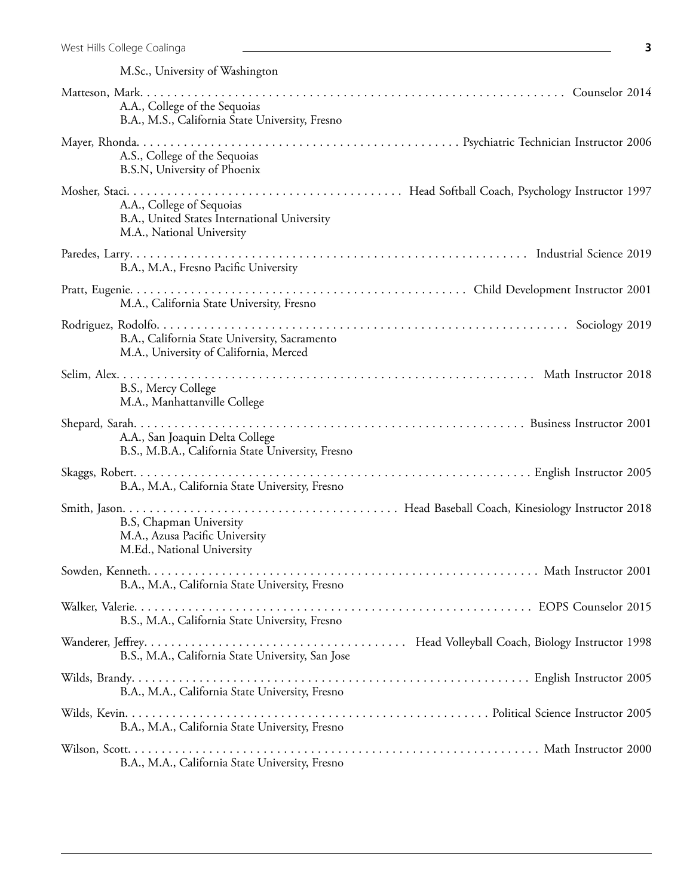M.Sc., University of Washington

Matteson, Mark. . . . . . . . . . . . . . . . . . . . . . . . . . . . . . . . . . . . . . . . . . . . . . . . . . . . . . . . . . . . . . . . Counselor 2014
A.A., College of the Sequoias
B.A., M.S., California State University, Fresno

Mayer, Rhonda. . . . . . . . . . . . . . . . . . . . . . . . . . . . . . . . . . . . . . . . . . . . . . . . Psychiatric Technician Instructor 2006
A.S., College of the Sequoias
B.S.N, University of Phoenix

Mosher, Staci. . . . . . . . . . . . . . . . . . . . . . . . . . . . . . . . . . . . . . . . . Head Softball Coach, Psychology Instructor 1997
A.A., College of Sequoias
B.A., United States International University
M.A., National University

Paredes, Larry. . . . . . . . . . . . . . . . . . . . . . . . . . . . . . . . . . . . . . . . . . . . . . . . . . . . . . . . . . . Industrial Science 2019
B.A., M.A., Fresno Pacific University

Pratt, Eugenie. . . . . . . . . . . . . . . . . . . . . . . . . . . . . . . . . . . . . . . . . . . . . . . . . . . Child Development Instructor 2001
M.A., California State University, Fresno

Rodriguez, Rodolfo. . . . . . . . . . . . . . . . . . . . . . . . . . . . . . . . . . . . . . . . . . . . . . . . . . . . . . . . . . . . . . . Sociology 2019
B.A., California State University, Sacramento
M.A., University of California, Merced

Selim, Alex. . . . . . . . . . . . . . . . . . . . . . . . . . . . . . . . . . . . . . . . . . . . . . . . . . . . . . . . . . . . . . . Math Instructor 2018
B.S., Mercy College
M.A., Manhattanville College

Shepard, Sarah. . . . . . . . . . . . . . . . . . . . . . . . . . . . . . . . . . . . . . . . . . . . . . . . . . . . . . . . . . . Business Instructor 2001
A.A., San Joaquin Delta College
B.S., M.B.A., California State University, Fresno

Skaggs, Robert. . . . . . . . . . . . . . . . . . . . . . . . . . . . . . . . . . . . . . . . . . . . . . . . . . . . . . . . . . . . English Instructor 2005
B.A., M.A., California State University, Fresno

Smith, Jason. . . . . . . . . . . . . . . . . . . . . . . . . . . . . . . . . . . . . . . . . Head Baseball Coach, Kinesiology Instructor 2018
B.S, Chapman University
M.A., Azusa Pacific University
M.Ed., National University

Sowden, Kenneth. . . . . . . . . . . . . . . . . . . . . . . . . . . . . . . . . . . . . . . . . . . . . . . . . . . . . . . . . . . Math Instructor 2001
B.A., M.A., California State University, Fresno

Walker, Valerie. . . . . . . . . . . . . . . . . . . . . . . . . . . . . . . . . . . . . . . . . . . . . . . . . . . . . . . . . . . . EOPS Counselor 2015
B.S., M.A., California State University, Fresno

Wanderer, Jeffrey. . . . . . . . . . . . . . . . . . . . . . . . . . . . . . . . . . . . . . . Head Volleyball Coach, Biology Instructor 1998
B.S., M.A., California State University, San Jose

Wilds, Brandy. . . . . . . . . . . . . . . . . . . . . . . . . . . . . . . . . . . . . . . . . . . . . . . . . . . . . . . . . . . . English Instructor 2005
B.A., M.A., California State University, Fresno

Wilds, Kevin. . . . . . . . . . . . . . . . . . . . . . . . . . . . . . . . . . . . . . . . . . . . . . . . . . . . . . . Political Science Instructor 2005
B.A., M.A., California State University, Fresno

Wilson, Scott. . . . . . . . . . . . . . . . . . . . . . . . . . . . . . . . . . . . . . . . . . . . . . . . . . . . . . . . . . . . . . Math Instructor 2000
B.A., M.A., California State University, Fresno